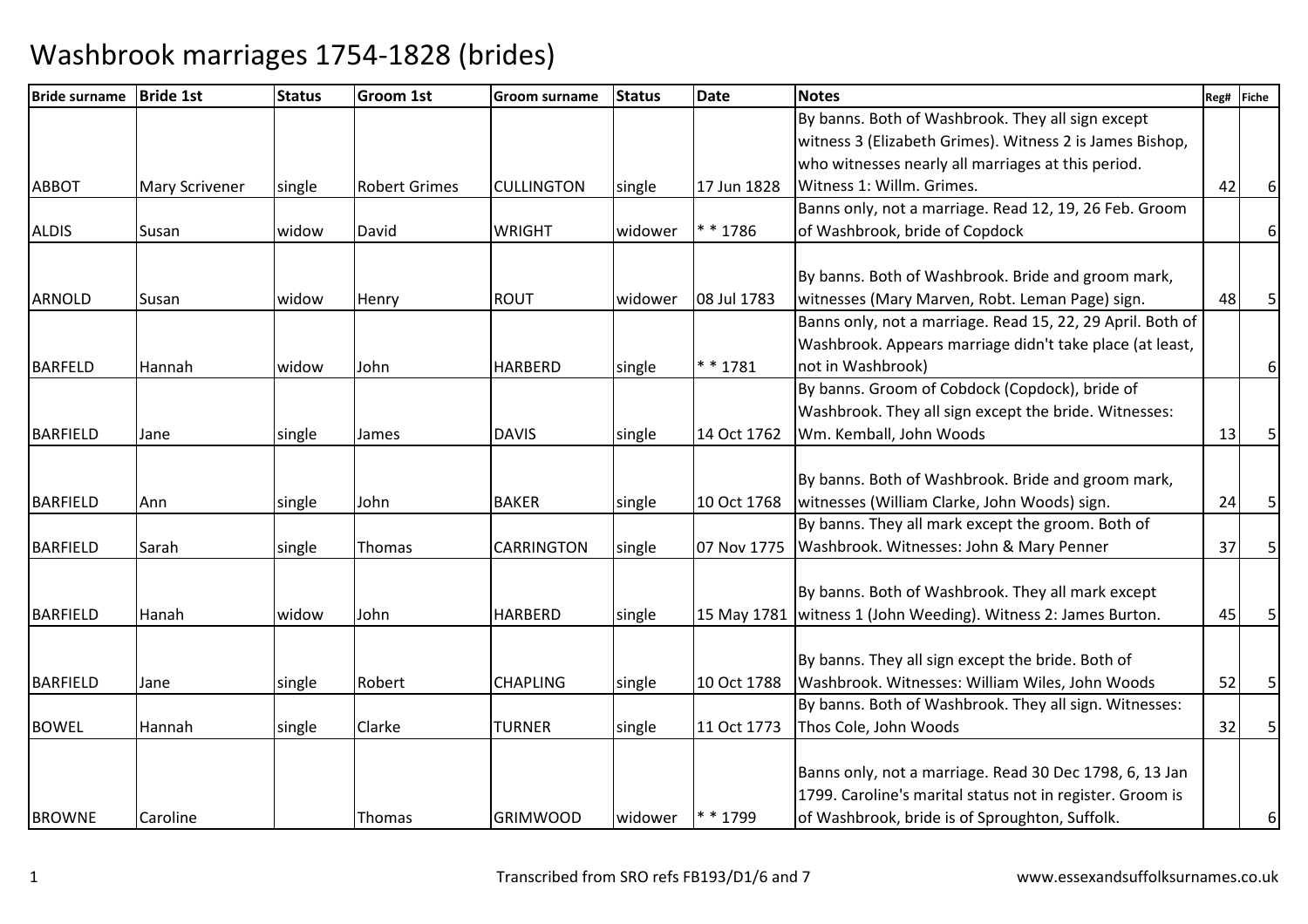# Washbrook marriages 1754-1828 (brides)

| Bride surname | Bride 1st | Status | Groom 1st | Groom surname | Status | Date | Notes | Reg# | Fiche |
|---|---|---|---|---|---|---|---|---|---|
| ABBOT | Mary Scrivener | single | Robert Grimes | CULLINGTON | single | 17 Jun 1828 | By banns. Both of Washbrook. They all sign except witness 3 (Elizabeth Grimes). Witness 2 is James Bishop, who witnesses nearly all marriages at this period. Witness 1: Willm. Grimes. | 42 | 6 |
| ALDIS | Susan | widow | David | WRIGHT | widower | * * 1786 | Banns only, not a marriage. Read 12, 19, 26 Feb. Groom of Washbrook, bride of Copdock | | 6 |
| ARNOLD | Susan | widow | Henry | ROUT | widower | 08 Jul 1783 | By banns. Both of Washbrook. Bride and groom mark, witnesses (Mary Marven, Robt. Leman Page) sign. | 48 | 5 |
| BARFELD | Hannah | widow | John | HARBERD | single | * * 1781 | Banns only, not a marriage. Read 15, 22, 29 April. Both of Washbrook. Appears marriage didn't take place (at least, not in Washbrook) | | 6 |
| BARFIELD | Jane | single | James | DAVIS | single | 14 Oct 1762 | By banns. Groom of Cobdock (Copdock), bride of Washbrook. They all sign except the bride. Witnesses: Wm. Kemball, John Woods | 13 | 5 |
| BARFIELD | Ann | single | John | BAKER | single | 10 Oct 1768 | By banns. Both of Washbrook. Bride and groom mark, witnesses (William Clarke, John Woods) sign. | 24 | 5 |
| BARFIELD | Sarah | single | Thomas | CARRINGTON | single | 07 Nov 1775 | By banns. They all mark except the groom. Both of Washbrook. Witnesses: John & Mary Penner | 37 | 5 |
| BARFIELD | Hanah | widow | John | HARBERD | single | 15 May 1781 | By banns. Both of Washbrook. They all mark except witness 1 (John Weeding). Witness 2: James Burton. | 45 | 5 |
| BARFIELD | Jane | single | Robert | CHAPLING | single | 10 Oct 1788 | By banns. They all sign except the bride. Both of Washbrook. Witnesses: William Wiles, John Woods | 52 | 5 |
| BOWEL | Hannah | single | Clarke | TURNER | single | 11 Oct 1773 | By banns. Both of Washbrook. They all sign. Witnesses: Thos Cole, John Woods | 32 | 5 |
| BROWNE | Caroline | | Thomas | GRIMWOOD | widower | * * 1799 | Banns only, not a marriage. Read 30 Dec 1798, 6, 13 Jan 1799. Caroline's marital status not in register. Groom is of Washbrook, bride is of Sproughton, Suffolk. | | 6 |

Transcribed from SRO refs FB193/D1/6 and 7 www.essexandsuffolksurnames.co.uk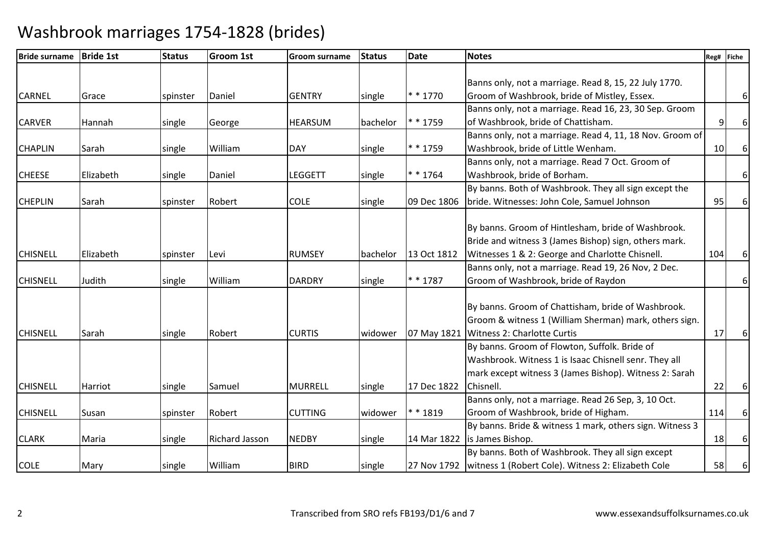# Washbrook marriages 1754-1828 (brides)

| Bride surname | Bride 1st | Status | Groom 1st | Groom surname | Status | Date | Notes | Reg# | Fiche |
|---|---|---|---|---|---|---|---|---|---|
| CARNEL | Grace | spinster | Daniel | GENTRY | single | * * 1770 | Banns only, not a marriage. Read 8, 15, 22 July 1770. Groom of Washbrook, bride of Mistley, Essex. | | 6 |
| CARVER | Hannah | single | George | HEARSUM | bachelor | * * 1759 | Banns only, not a marriage. Read 16, 23, 30 Sep. Groom of Washbrook, bride of Chattisham. | 9 | 6 |
| CHAPLIN | Sarah | single | William | DAY | single | * * 1759 | Banns only, not a marriage. Read 4, 11, 18 Nov. Groom of Washbrook, bride of Little Wenham. | 10 | 6 |
| CHEESE | Elizabeth | single | Daniel | LEGGETT | single | * * 1764 | Banns only, not a marriage. Read 7 Oct. Groom of Washbrook, bride of Borham. | | 6 |
| CHEPLIN | Sarah | spinster | Robert | COLE | single | 09 Dec 1806 | By banns. Both of Washbrook. They all sign except the bride. Witnesses: John Cole, Samuel Johnson | 95 | 6 |
| CHISNELL | Elizabeth | spinster | Levi | RUMSEY | bachelor | 13 Oct 1812 | By banns. Groom of Hintlesham, bride of Washbrook. Bride and witness 3 (James Bishop) sign, others mark. Witnesses 1 & 2: George and Charlotte Chisnell. | 104 | 6 |
| CHISNELL | Judith | single | William | DARDRY | single | * * 1787 | Banns only, not a marriage. Read 19, 26 Nov, 2 Dec. Groom of Washbrook, bride of Raydon | | 6 |
| CHISNELL | Sarah | single | Robert | CURTIS | widower | 07 May 1821 | By banns. Groom of Chattisham, bride of Washbrook. Groom & witness 1 (William Sherman) mark, others sign. Witness 2: Charlotte Curtis | 17 | 6 |
| CHISNELL | Harriot | single | Samuel | MURRELL | single | 17 Dec 1822 | By banns. Groom of Flowton, Suffolk. Bride of Washbrook. Witness 1 is Isaac Chisnell senr. They all mark except witness 3 (James Bishop). Witness 2: Sarah Chisnell. | 22 | 6 |
| CHISNELL | Susan | spinster | Robert | CUTTING | widower | * * 1819 | Banns only, not a marriage. Read 26 Sep, 3, 10 Oct. Groom of Washbrook, bride of Higham. | 114 | 6 |
| CLARK | Maria | single | Richard Jasson | NEDBY | single | 14 Mar 1822 | By banns. Bride & witness 1 mark, others sign. Witness 3 is James Bishop. | 18 | 6 |
| COLE | Mary | single | William | BIRD | single | 27 Nov 1792 | By banns. Both of Washbrook. They all sign except witness 1 (Robert Cole). Witness 2: Elizabeth Cole | 58 | 6 |

Transcribed from SRO refs FB193/D1/6 and 7 www.essexandsuffolksurnames.co.uk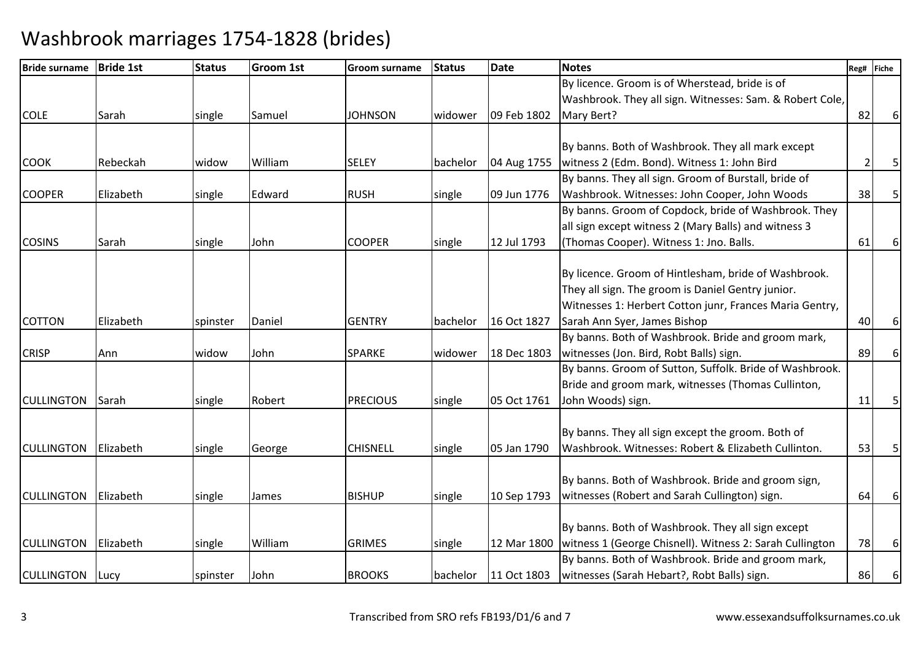# Washbrook marriages 1754-1828 (brides)

| Bride surname | Bride 1st | Status | Groom 1st | Groom surname | Status | Date | Notes | Reg# | Fiche |
|---|---|---|---|---|---|---|---|---|---|
| COLE | Sarah | single | Samuel | JOHNSON | widower | 09 Feb 1802 | By licence. Groom is of Wherstead, bride is of Washbrook. They all sign. Witnesses: Sam. & Robert Cole, Mary Bert? | 82 | 6 |
| COOK | Rebeckah | widow | William | SELEY | bachelor | 04 Aug 1755 | By banns. Both of Washbrook. They all mark except witness 2 (Edm. Bond). Witness 1: John Bird | 2 | 5 |
| COOPER | Elizabeth | single | Edward | RUSH | single | 09 Jun 1776 | By banns. They all sign. Groom of Burstall, bride of Washbrook. Witnesses: John Cooper, John Woods | 38 | 5 |
| COSINS | Sarah | single | John | COOPER | single | 12 Jul 1793 | By banns. Groom of Copdock, bride of Washbrook. They all sign except witness 2 (Mary Balls) and witness 3 (Thomas Cooper). Witness 1: Jno. Balls. | 61 | 6 |
| COTTON | Elizabeth | spinster | Daniel | GENTRY | bachelor | 16 Oct 1827 | By licence. Groom of Hintlesham, bride of Washbrook. They all sign. The groom is Daniel Gentry junior. Witnesses 1: Herbert Cotton junr, Frances Maria Gentry, Sarah Ann Syer, James Bishop | 40 | 6 |
| CRISP | Ann | widow | John | SPARKE | widower | 18 Dec 1803 | By banns. Both of Washbrook. Bride and groom mark, witnesses (Jon. Bird, Robt Balls) sign. | 89 | 6 |
| CULLINGTON | Sarah | single | Robert | PRECIOUS | single | 05 Oct 1761 | By banns. Groom of Sutton, Suffolk. Bride of Washbrook. Bride and groom mark, witnesses (Thomas Cullinton, John Woods) sign. | 11 | 5 |
| CULLINGTON | Elizabeth | single | George | CHISNELL | single | 05 Jan 1790 | By banns. They all sign except the groom. Both of Washbrook. Witnesses: Robert & Elizabeth Cullinton. | 53 | 5 |
| CULLINGTON | Elizabeth | single | James | BISHUP | single | 10 Sep 1793 | By banns. Both of Washbrook. Bride and groom sign, witnesses (Robert and Sarah Cullington) sign. | 64 | 6 |
| CULLINGTON | Elizabeth | single | William | GRIMES | single | 12 Mar 1800 | By banns. Both of Washbrook. They all sign except witness 1 (George Chisnell). Witness 2: Sarah Cullington | 78 | 6 |
| CULLINGTON | Lucy | spinster | John | BROOKS | bachelor | 11 Oct 1803 | By banns. Both of Washbrook. Bride and groom mark, witnesses (Sarah Hebart?, Robt Balls) sign. | 86 | 6 |

Transcribed from SRO refs FB193/D1/6 and 7 www.essexandsuffolksurnames.co.uk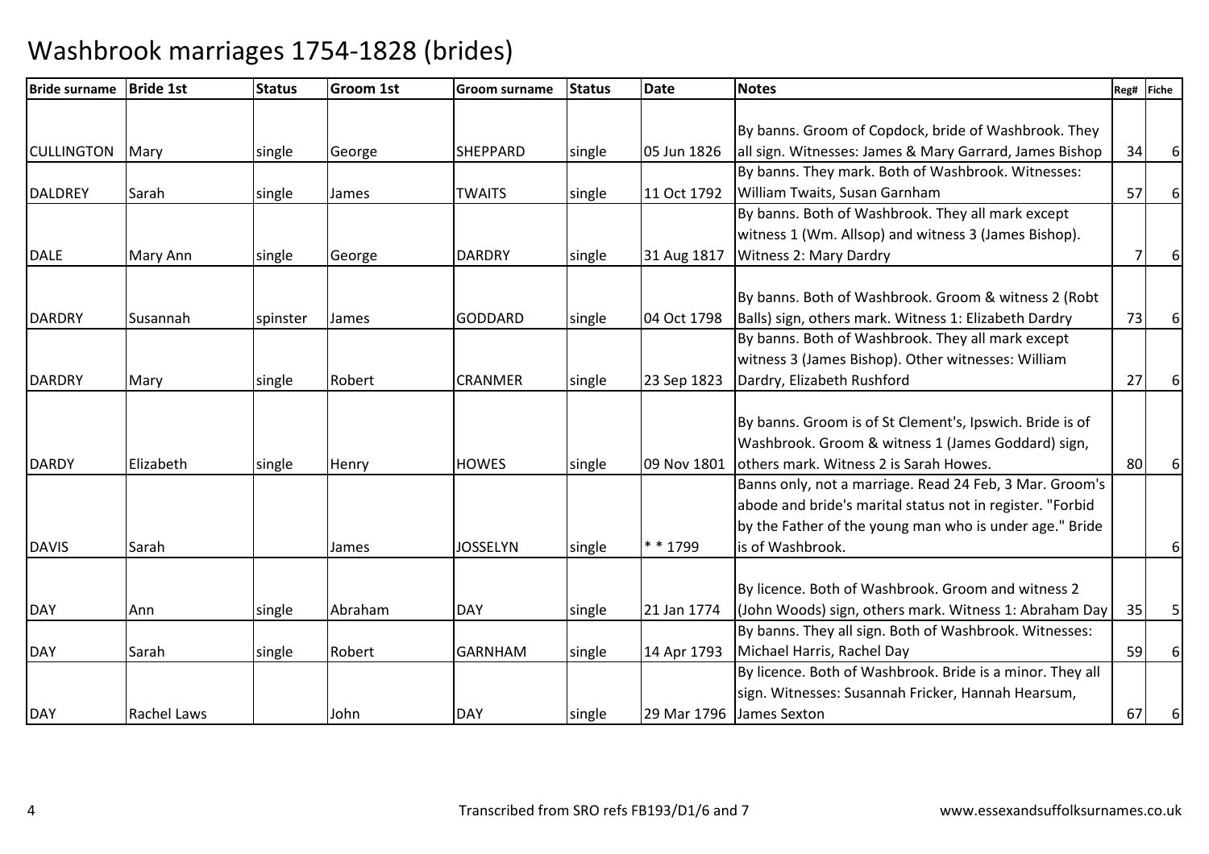# Washbrook marriages 1754-1828 (brides)

| Bride surname | Bride 1st | Status | Groom 1st | Groom surname | Status | Date | Notes | Reg# | Fiche |
|---|---|---|---|---|---|---|---|---|---|
| CULLINGTON | Mary | single | George | SHEPPARD | single | 05 Jun 1826 | By banns. Groom of Copdock, bride of Washbrook. They all sign. Witnesses: James & Mary Garrard, James Bishop | 34 | 6 |
| DALDREY | Sarah | single | James | TWAITS | single | 11 Oct 1792 | By banns. They mark. Both of Washbrook. Witnesses: William Twaits, Susan Garnham | 57 | 6 |
| DALE | Mary Ann | single | George | DARDRY | single | 31 Aug 1817 | By banns. Both of Washbrook. They all mark except witness 1 (Wm. Allsop) and witness 3 (James Bishop). Witness 2: Mary Dardry | 7 | 6 |
| DARDRY | Susannah | spinster | James | GODDARD | single | 04 Oct 1798 | By banns. Both of Washbrook. Groom & witness 2 (Robt Balls) sign, others mark. Witness 1: Elizabeth Dardry | 73 | 6 |
| DARDRY | Mary | single | Robert | CRANMER | single | 23 Sep 1823 | By banns. Both of Washbrook. They all mark except witness 3 (James Bishop). Other witnesses: William Dardry, Elizabeth Rushford | 27 | 6 |
| DARDY | Elizabeth | single | Henry | HOWES | single | 09 Nov 1801 | By banns. Groom is of St Clement's, Ipswich. Bride is of Washbrook. Groom & witness 1 (James Goddard) sign, others mark. Witness 2 is Sarah Howes. | 80 | 6 |
| DAVIS | Sarah | | James | JOSSELYN | single | * * 1799 | Banns only, not a marriage. Read 24 Feb, 3 Mar. Groom's abode and bride's marital status not in register. "Forbid by the Father of the young man who is under age." Bride is of Washbrook. | | 6 |
| DAY | Ann | single | Abraham | DAY | single | 21 Jan 1774 | By licence. Both of Washbrook. Groom and witness 2 (John Woods) sign, others mark. Witness 1: Abraham Day | 35 | 5 |
| DAY | Sarah | single | Robert | GARNHAM | single | 14 Apr 1793 | By banns. They all sign. Both of Washbrook. Witnesses: Michael Harris, Rachel Day | 59 | 6 |
| DAY | Rachel Laws | | John | DAY | single | 29 Mar 1796 | By licence. Both of Washbrook. Bride is a minor. They all sign. Witnesses: Susannah Fricker, Hannah Hearsum, James Sexton | 67 | 6 |

Transcribed from SRO refs FB193/D1/6 and 7 www.essexandsuffolksurnames.co.uk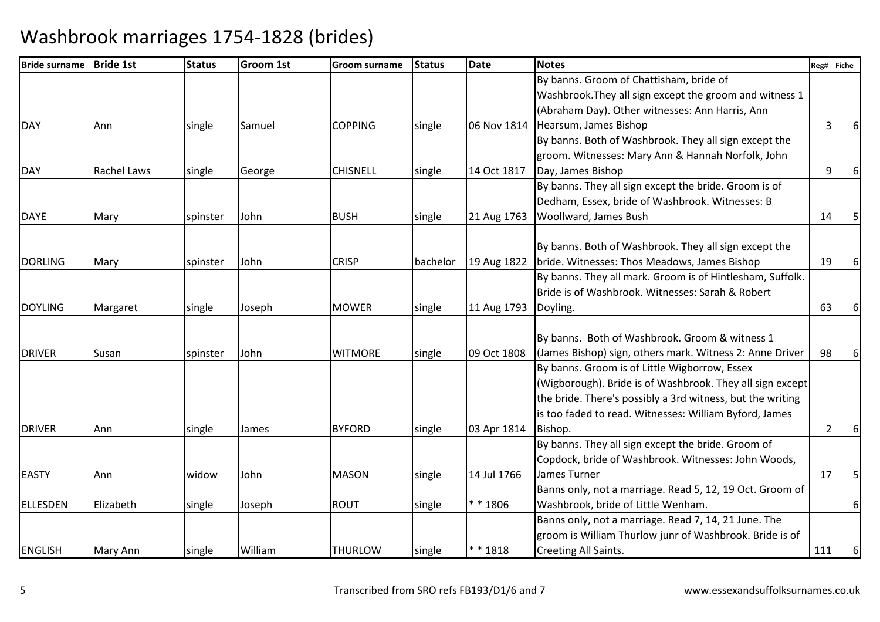# Washbrook marriages 1754-1828 (brides)

| Bride surname | Bride 1st | Status | Groom 1st | Groom surname | Status | Date | Notes | Reg# | Fiche |
|---|---|---|---|---|---|---|---|---|---|
| DAY | Ann | single | Samuel | COPPING | single | 06 Nov 1814 | By banns. Groom of Chattisham, bride of Washbrook.They all sign except the groom and witness 1 (Abraham Day). Other witnesses: Ann Harris, Ann Hearsum, James Bishop | 3 | 6 |
| DAY | Rachel Laws | single | George | CHISNELL | single | 14 Oct 1817 | By banns. Both of Washbrook. They all sign except the groom. Witnesses: Mary Ann & Hannah Norfolk, John Day, James Bishop | 9 | 6 |
| DAYE | Mary | spinster | John | BUSH | single | 21 Aug 1763 | By banns. They all sign except the bride. Groom is of Dedham, Essex, bride of Washbrook. Witnesses: B Woollward, James Bush | 14 | 5 |
| DORLING | Mary | spinster | John | CRISP | bachelor | 19 Aug 1822 | By banns. Both of Washbrook. They all sign except the bride. Witnesses: Thos Meadows, James Bishop | 19 | 6 |
| DOYLING | Margaret | single | Joseph | MOWER | single | 11 Aug 1793 | By banns. They all mark. Groom is of Hintlesham, Suffolk. Bride is of Washbrook. Witnesses: Sarah & Robert Doyling. | 63 | 6 |
| DRIVER | Susan | spinster | John | WITMORE | single | 09 Oct 1808 | By banns. Both of Washbrook. Groom & witness 1 (James Bishop) sign, others mark. Witness 2: Anne Driver | 98 | 6 |
| DRIVER | Ann | single | James | BYFORD | single | 03 Apr 1814 | By banns. Groom is of Little Wigborrow, Essex (Wigborough). Bride is of Washbrook. They all sign except the bride. There's possibly a 3rd witness, but the writing is too faded to read. Witnesses: William Byford, James Bishop. | 2 | 6 |
| EASTY | Ann | widow | John | MASON | single | 14 Jul 1766 | By banns. They all sign except the bride. Groom of Copdock, bride of Washbrook. Witnesses: John Woods, James Turner | 17 | 5 |
| ELLESDEN | Elizabeth | single | Joseph | ROUT | single | * * 1806 | Banns only, not a marriage. Read 5, 12, 19 Oct. Groom of Washbrook, bride of Little Wenham. | | 6 |
| ENGLISH | Mary Ann | single | William | THURLOW | single | * * 1818 | Banns only, not a marriage. Read 7, 14, 21 June. The groom is William Thurlow junr of Washbrook. Bride is of Creeting All Saints. | 111 | 6 |

Transcribed from SRO refs FB193/D1/6 and 7 www.essexandsuffolksurnames.co.uk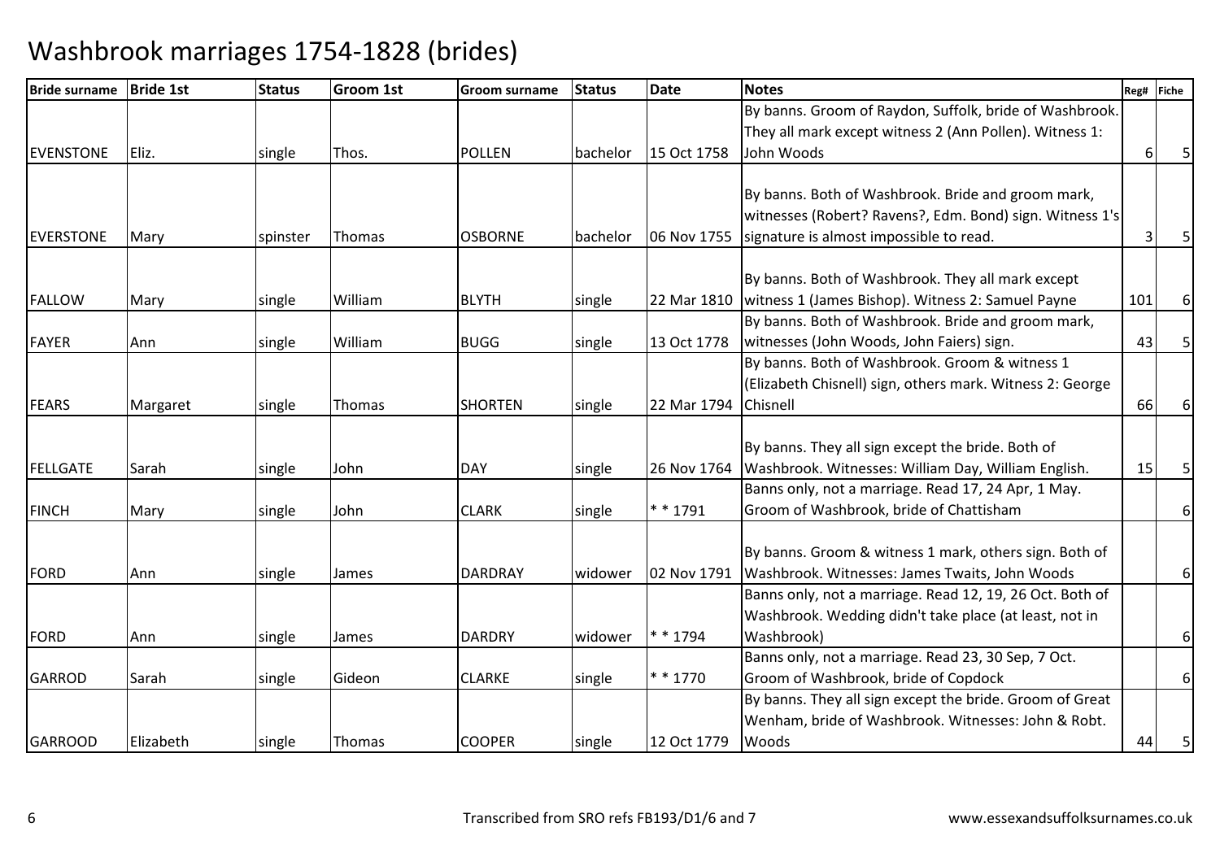# Washbrook marriages 1754-1828 (brides)

| Bride surname | Bride 1st | Status | Groom 1st | Groom surname | Status | Date | Notes | Reg# | Fiche |
|---|---|---|---|---|---|---|---|---|---|
| EVENSTONE | Eliz. | single | Thos. | POLLEN | bachelor | 15 Oct 1758 | By banns. Groom of Raydon, Suffolk, bride of Washbrook. They all mark except witness 2 (Ann Pollen). Witness 1: John Woods | 6 | 5 |
| EVERSTONE | Mary | spinster | Thomas | OSBORNE | bachelor | 06 Nov 1755 | By banns. Both of Washbrook. Bride and groom mark, witnesses (Robert? Ravens?, Edm. Bond) sign. Witness 1's signature is almost impossible to read. | 3 | 5 |
| FALLOW | Mary | single | William | BLYTH | single | 22 Mar 1810 | By banns. Both of Washbrook. They all mark except witness 1 (James Bishop). Witness 2: Samuel Payne | 101 | 6 |
| FAYER | Ann | single | William | BUGG | single | 13 Oct 1778 | By banns. Both of Washbrook. Bride and groom mark, witnesses (John Woods, John Faiers) sign. | 43 | 5 |
| FEARS | Margaret | single | Thomas | SHORTEN | single | 22 Mar 1794 | By banns. Both of Washbrook. Groom & witness 1 (Elizabeth Chisnell) sign, others mark. Witness 2: George Chisnell | 66 | 6 |
| FELLGATE | Sarah | single | John | DAY | single | 26 Nov 1764 | By banns. They all sign except the bride. Both of Washbrook. Witnesses: William Day, William English. | 15 | 5 |
| FINCH | Mary | single | John | CLARK | single | * * 1791 | Banns only, not a marriage. Read 17, 24 Apr, 1 May. Groom of Washbrook, bride of Chattisham | | 6 |
| FORD | Ann | single | James | DARDRAY | widower | 02 Nov 1791 | By banns. Groom & witness 1 mark, others sign. Both of Washbrook. Witnesses: James Twaits, John Woods | | 6 |
| FORD | Ann | single | James | DARDRY | widower | * * 1794 | Banns only, not a marriage. Read 12, 19, 26 Oct. Both of Washbrook. Wedding didn't take place (at least, not in Washbrook) | | 6 |
| GARROD | Sarah | single | Gideon | CLARKE | single | * * 1770 | Banns only, not a marriage. Read 23, 30 Sep, 7 Oct. Groom of Washbrook, bride of Copdock | | 6 |
| GARROOD | Elizabeth | single | Thomas | COOPER | single | 12 Oct 1779 | By banns. They all sign except the bride. Groom of Great Wenham, bride of Washbrook. Witnesses: John & Robt. Woods | 44 | 5 |

Transcribed from SRO refs FB193/D1/6 and 7 www.essexandsuffolksurnames.co.uk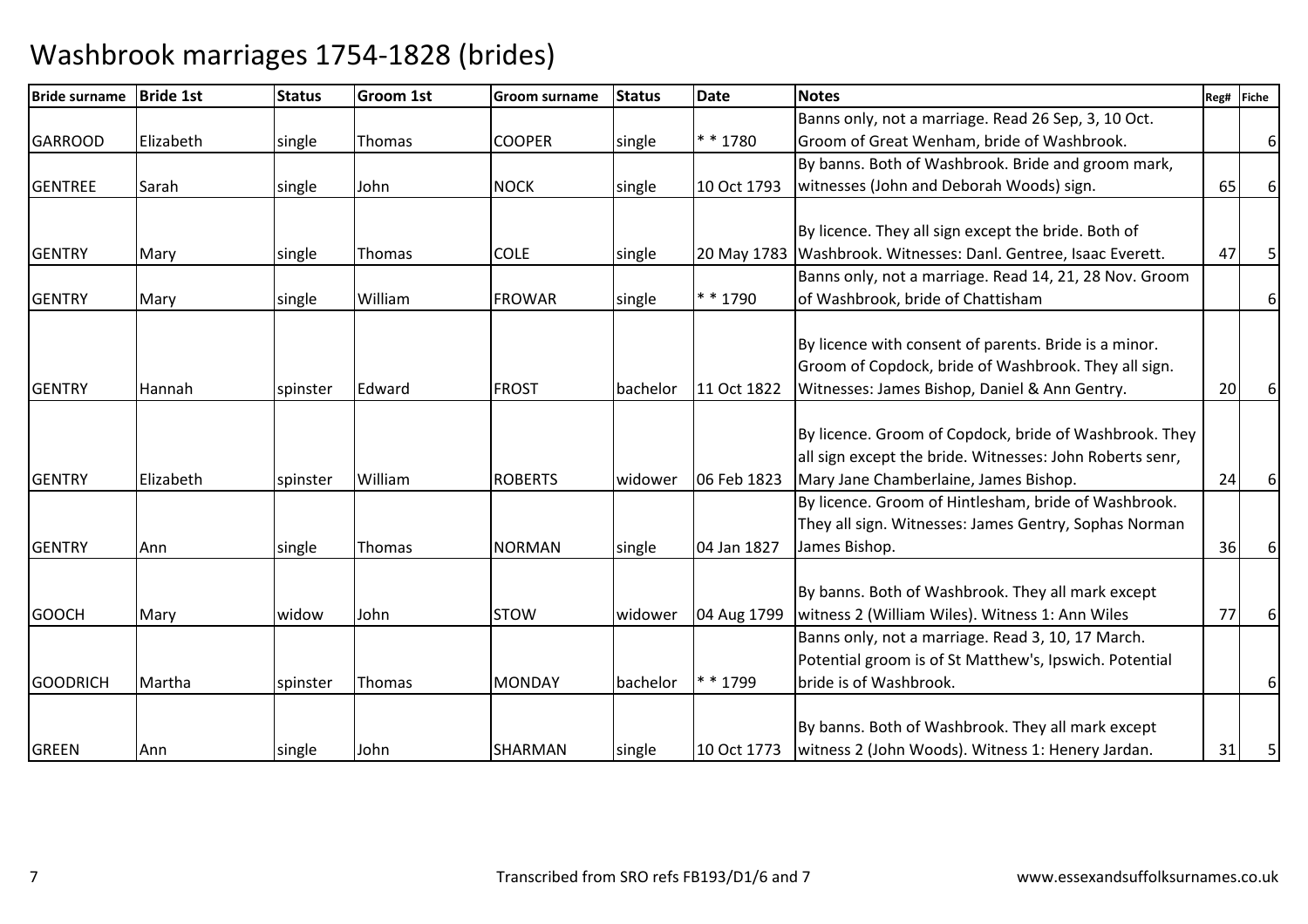# Washbrook marriages 1754-1828 (brides)

| Bride surname | Bride 1st | Status | Groom 1st | Groom surname | Status | Date | Notes | Reg# | Fiche |
|---|---|---|---|---|---|---|---|---|---|
| GARROOD | Elizabeth | single | Thomas | COOPER | single | * * 1780 | Banns only, not a marriage. Read 26 Sep, 3, 10 Oct. Groom of Great Wenham, bride of Washbrook. | | 6 |
| GENTREE | Sarah | single | John | NOCK | single | 10 Oct 1793 | By banns. Both of Washbrook. Bride and groom mark, witnesses (John and Deborah Woods) sign. | 65 | 6 |
| GENTRY | Mary | single | Thomas | COLE | single | 20 May 1783 | By licence. They all sign except the bride. Both of Washbrook. Witnesses: Danl. Gentree, Isaac Everett. | 47 | 5 |
| GENTRY | Mary | single | William | FROWAR | single | * * 1790 | Banns only, not a marriage. Read 14, 21, 28 Nov. Groom of Washbrook, bride of Chattisham | | 6 |
| GENTRY | Hannah | spinster | Edward | FROST | bachelor | 11 Oct 1822 | By licence with consent of parents. Bride is a minor. Groom of Copdock, bride of Washbrook. They all sign. Witnesses: James Bishop, Daniel & Ann Gentry. | 20 | 6 |
| GENTRY | Elizabeth | spinster | William | ROBERTS | widower | 06 Feb 1823 | By licence. Groom of Copdock, bride of Washbrook. They all sign except the bride. Witnesses: John Roberts senr, Mary Jane Chamberlaine, James Bishop. | 24 | 6 |
| GENTRY | Ann | single | Thomas | NORMAN | single | 04 Jan 1827 | By licence. Groom of Hintlesham, bride of Washbrook. They all sign. Witnesses: James Gentry, Sophas Norman James Bishop. | 36 | 6 |
| GOOCH | Mary | widow | John | STOW | widower | 04 Aug 1799 | By banns. Both of Washbrook. They all mark except witness 2 (William Wiles). Witness 1: Ann Wiles | 77 | 6 |
| GOODRICH | Martha | spinster | Thomas | MONDAY | bachelor | * * 1799 | Banns only, not a marriage. Read 3, 10, 17 March. Potential groom is of St Matthew's, Ipswich. Potential bride is of Washbrook. | | 6 |
| GREEN | Ann | single | John | SHARMAN | single | 10 Oct 1773 | By banns. Both of Washbrook. They all mark except witness 2 (John Woods). Witness 1: Henery Jardan. | 31 | 5 |

Transcribed from SRO refs FB193/D1/6 and 7 www.essexandsuffolksurnames.co.uk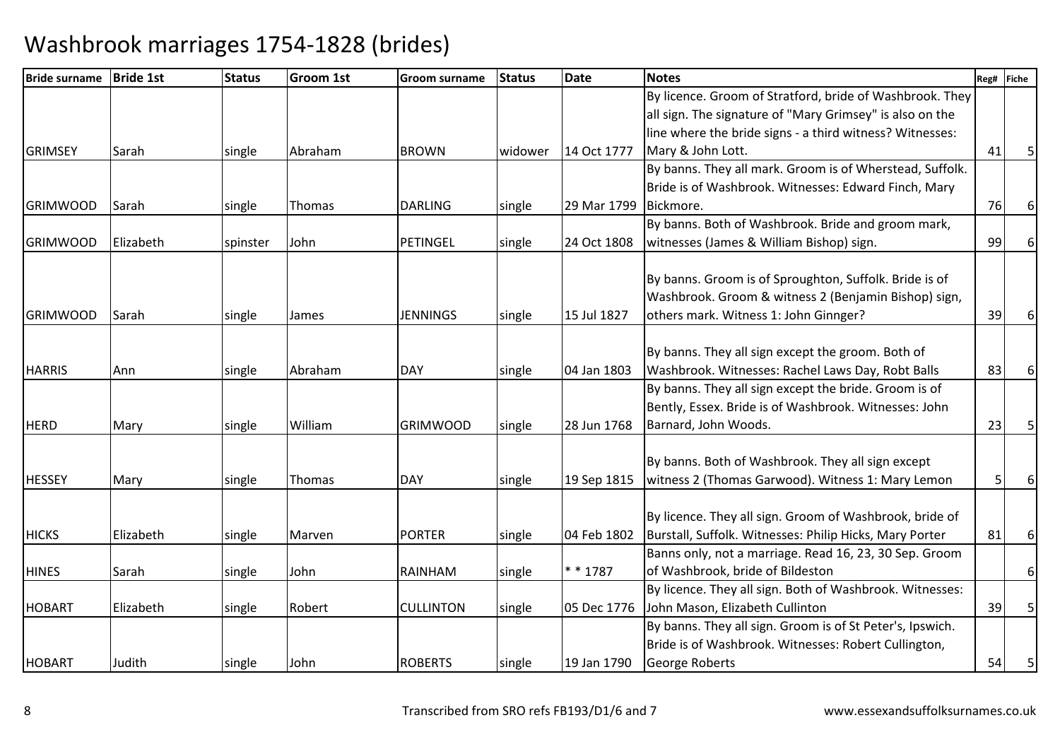# Washbrook marriages 1754-1828 (brides)

| Bride surname | Bride 1st | Status | Groom 1st | Groom surname | Status | Date | Notes | Reg# | Fiche |
|---|---|---|---|---|---|---|---|---|---|
| GRIMSEY | Sarah | single | Abraham | BROWN | widower | 14 Oct 1777 | By licence. Groom of Stratford, bride of Washbrook. They all sign. The signature of "Mary Grimsey" is also on the line where the bride signs - a third witness? Witnesses: Mary & John Lott. | 41 | 5 |
| GRIMWOOD | Sarah | single | Thomas | DARLING | single | 29 Mar 1799 | By banns. They all mark. Groom is of Wherstead, Suffolk. Bride is of Washbrook. Witnesses: Edward Finch, Mary Bickmore. | 76 | 6 |
| GRIMWOOD | Elizabeth | spinster | John | PETINGEL | single | 24 Oct 1808 | By banns. Both of Washbrook. Bride and groom mark, witnesses (James & William Bishop) sign. | 99 | 6 |
| GRIMWOOD | Sarah | single | James | JENNINGS | single | 15 Jul 1827 | By banns. Groom is of Sproughton, Suffolk. Bride is of Washbrook. Groom & witness 2 (Benjamin Bishop) sign, others mark. Witness 1: John Ginnger? | 39 | 6 |
| HARRIS | Ann | single | Abraham | DAY | single | 04 Jan 1803 | By banns. They all sign except the groom. Both of Washbrook. Witnesses: Rachel Laws Day, Robt Balls | 83 | 6 |
| HERD | Mary | single | William | GRIMWOOD | single | 28 Jun 1768 | By banns. They all sign except the bride. Groom is of Bently, Essex. Bride is of Washbrook. Witnesses: John Barnard, John Woods. | 23 | 5 |
| HESSEY | Mary | single | Thomas | DAY | single | 19 Sep 1815 | By banns. Both of Washbrook. They all sign except witness 2 (Thomas Garwood). Witness 1: Mary Lemon | 5 | 6 |
| HICKS | Elizabeth | single | Marven | PORTER | single | 04 Feb 1802 | By licence. They all sign. Groom of Washbrook, bride of Burstall, Suffolk. Witnesses: Philip Hicks, Mary Porter | 81 | 6 |
| HINES | Sarah | single | John | RAINHAM | single | * * 1787 | Banns only, not a marriage. Read 16, 23, 30 Sep. Groom of Washbrook, bride of Bildeston | | 6 |
| HOBART | Elizabeth | single | Robert | CULLINTON | single | 05 Dec 1776 | By licence. They all sign. Both of Washbrook. Witnesses: John Mason, Elizabeth Cullinton | 39 | 5 |
| HOBART | Judith | single | John | ROBERTS | single | 19 Jan 1790 | By banns. They all sign. Groom is of St Peter's, Ipswich. Bride is of Washbrook. Witnesses: Robert Cullington, George Roberts | 54 | 5 |

Transcribed from SRO refs FB193/D1/6 and 7

www.essexandsuffolksurnames.co.uk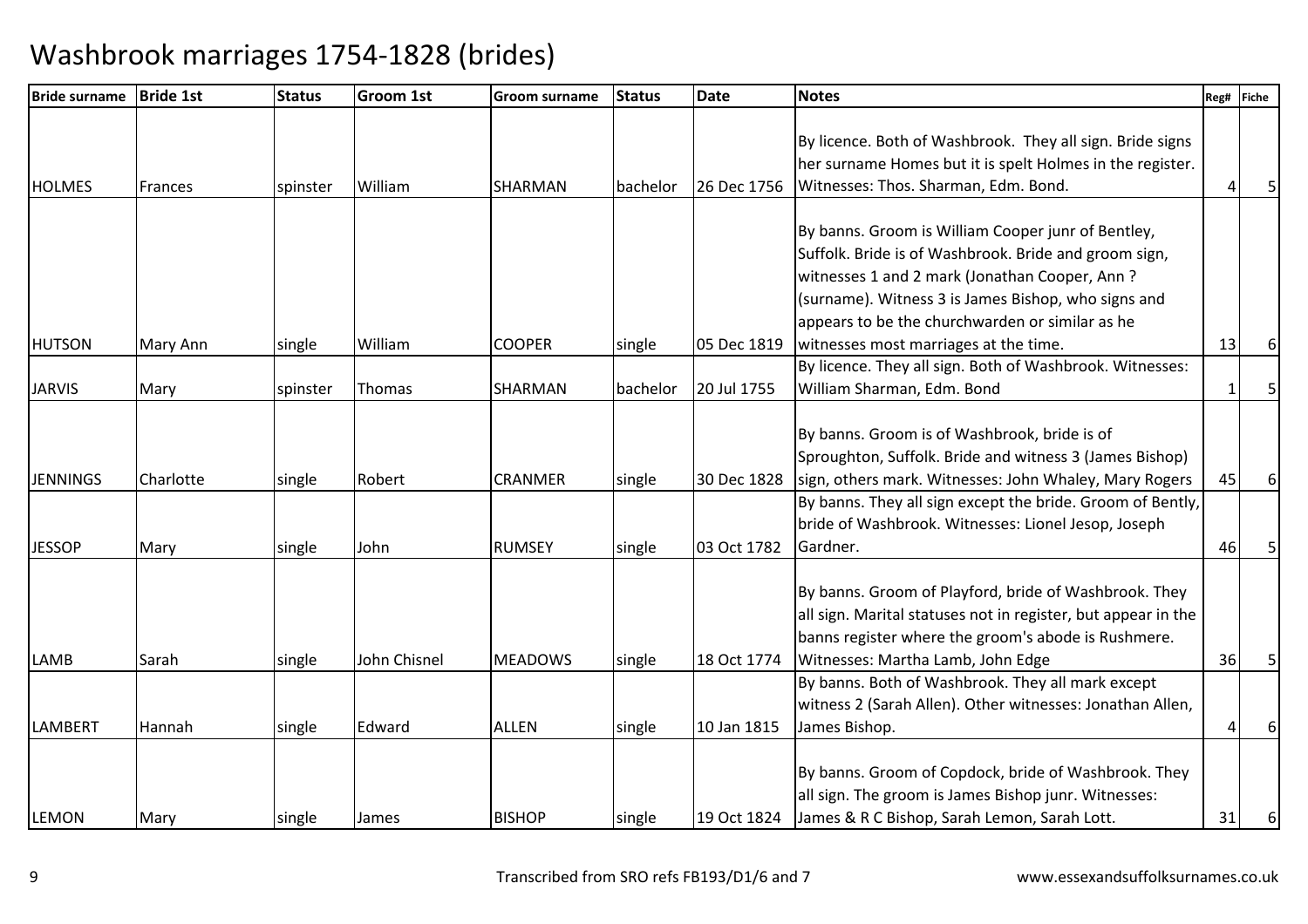# Washbrook marriages 1754-1828 (brides)

| Bride surname | Bride 1st | Status | Groom 1st | Groom surname | Status | Date | Notes | Reg# | Fiche |
|---|---|---|---|---|---|---|---|---|---|
| HOLMES | Frances | spinster | William | SHARMAN | bachelor | 26 Dec 1756 | By licence. Both of Washbrook. They all sign. Bride signs her surname Homes but it is spelt Holmes in the register. Witnesses: Thos. Sharman, Edm. Bond. | 4 | 5 |
| HUTSON | Mary Ann | single | William | COOPER | single | 05 Dec 1819 | By banns. Groom is William Cooper junr of Bentley, Suffolk. Bride is of Washbrook. Bride and groom sign, witnesses 1 and 2 mark (Jonathan Cooper, Ann ? (surname). Witness 3 is James Bishop, who signs and appears to be the churchwarden or similar as he witnesses most marriages at the time. | 13 | 6 |
| JARVIS | Mary | spinster | Thomas | SHARMAN | bachelor | 20 Jul 1755 | By licence. They all sign. Both of Washbrook. Witnesses: William Sharman, Edm. Bond | 1 | 5 |
| JENNINGS | Charlotte | single | Robert | CRANMER | single | 30 Dec 1828 | By banns. Groom is of Washbrook, bride is of Sproughton, Suffolk. Bride and witness 3 (James Bishop) sign, others mark. Witnesses: John Whaley, Mary Rogers | 45 | 6 |
| JESSOP | Mary | single | John | RUMSEY | single | 03 Oct 1782 | By banns. They all sign except the bride. Groom of Bently, bride of Washbrook. Witnesses: Lionel Jesop, Joseph Gardner. | 46 | 5 |
| LAMB | Sarah | single | John Chisnel | MEADOWS | single | 18 Oct 1774 | By banns. Groom of Playford, bride of Washbrook. They all sign. Marital statuses not in register, but appear in the banns register where the groom's abode is Rushmere. Witnesses: Martha Lamb, John Edge | 36 | 5 |
| LAMBERT | Hannah | single | Edward | ALLEN | single | 10 Jan 1815 | By banns. Both of Washbrook. They all mark except witness 2 (Sarah Allen). Other witnesses: Jonathan Allen, James Bishop. | 4 | 6 |
| LEMON | Mary | single | James | BISHOP | single | 19 Oct 1824 | By banns. Groom of Copdock, bride of Washbrook. They all sign. The groom is James Bishop junr. Witnesses: James & R C Bishop, Sarah Lemon, Sarah Lott. | 31 | 6 |

Transcribed from SRO refs FB193/D1/6 and 7 www.essexandsuffolksurnames.co.uk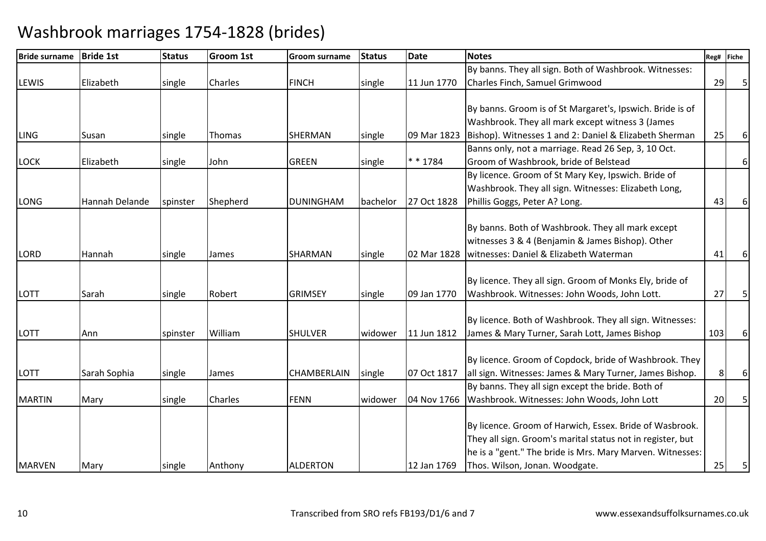# Washbrook marriages 1754-1828 (brides)

| Bride surname | Bride 1st | Status | Groom 1st | Groom surname | Status | Date | Notes | Reg# | Fiche |
|---|---|---|---|---|---|---|---|---|---|
| LEWIS | Elizabeth | single | Charles | FINCH | single | 11 Jun 1770 | By banns. They all sign. Both of Washbrook. Witnesses: Charles Finch, Samuel Grimwood | 29 | 5 |
| LING | Susan | single | Thomas | SHERMAN | single | 09 Mar 1823 | By banns. Groom is of St Margaret's, Ipswich. Bride is of Washbrook. They all mark except witness 3 (James Bishop). Witnesses 1 and 2: Daniel & Elizabeth Sherman | 25 | 6 |
| LOCK | Elizabeth | single | John | GREEN | single | * * 1784 | Banns only, not a marriage. Read 26 Sep, 3, 10 Oct. Groom of Washbrook, bride of Belstead | | 6 |
| LONG | Hannah Delande | spinster | Shepherd | DUNINGHAM | bachelor | 27 Oct 1828 | By licence. Groom of St Mary Key, Ipswich. Bride of Washbrook. They all sign. Witnesses: Elizabeth Long, Phillis Goggs, Peter A? Long. | 43 | 6 |
| LORD | Hannah | single | James | SHARMAN | single | 02 Mar 1828 | By banns. Both of Washbrook. They all mark except witnesses 3 & 4 (Benjamin & James Bishop). Other witnesses: Daniel & Elizabeth Waterman | 41 | 6 |
| LOTT | Sarah | single | Robert | GRIMSEY | single | 09 Jan 1770 | By licence. They all sign. Groom of Monks Ely, bride of Washbrook. Witnesses: John Woods, John Lott. | 27 | 5 |
| LOTT | Ann | spinster | William | SHULVER | widower | 11 Jun 1812 | By licence. Both of Washbrook. They all sign. Witnesses: James & Mary Turner, Sarah Lott, James Bishop | 103 | 6 |
| LOTT | Sarah Sophia | single | James | CHAMBERLAIN | single | 07 Oct 1817 | By licence. Groom of Copdock, bride of Washbrook. They all sign. Witnesses: James & Mary Turner, James Bishop. | 8 | 6 |
| MARTIN | Mary | single | Charles | FENN | widower | 04 Nov 1766 | By banns. They all sign except the bride. Both of Washbrook. Witnesses: John Woods, John Lott | 20 | 5 |
| MARVEN | Mary | single | Anthony | ALDERTON | | 12 Jan 1769 | By licence. Groom of Harwich, Essex. Bride of Wasbrook. They all sign. Groom's marital status not in register, but he is a "gent." The bride is Mrs. Mary Marven. Witnesses: Thos. Wilson, Jonan. Woodgate. | 25 | 5 |

Transcribed from SRO refs FB193/D1/6 and 7 www.essexandsuffolksurnames.co.uk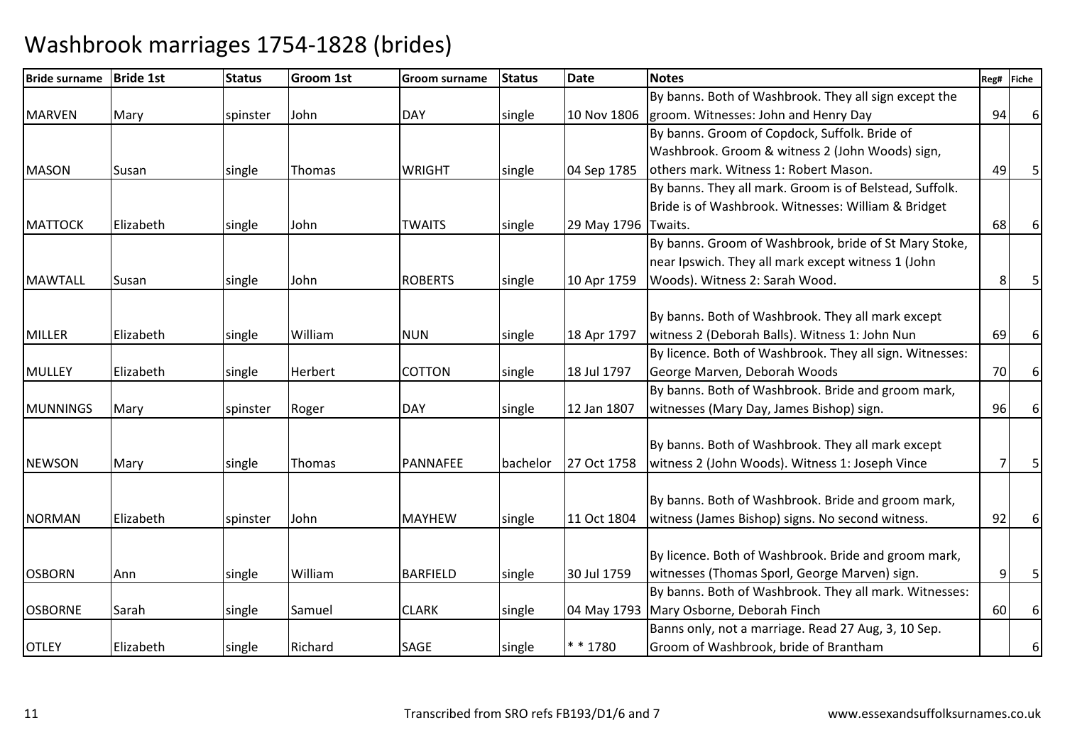# Washbrook marriages 1754-1828 (brides)

| Bride surname | Bride 1st | Status | Groom 1st | Groom surname | Status | Date | Notes | Reg# | Fiche |
|---|---|---|---|---|---|---|---|---|---|
| MARVEN | Mary | spinster | John | DAY | single | 10 Nov 1806 | By banns. Both of Washbrook. They all sign except the groom. Witnesses: John and Henry Day | 94 | 6 |
| MASON | Susan | single | Thomas | WRIGHT | single | 04 Sep 1785 | By banns. Groom of Copdock, Suffolk. Bride of Washbrook. Groom & witness 2 (John Woods) sign, others mark. Witness 1: Robert Mason. | 49 | 5 |
| MATTOCK | Elizabeth | single | John | TWAITS | single | 29 May 1796 | By banns. They all mark. Groom is of Belstead, Suffolk. Bride is of Washbrook. Witnesses: William & Bridget Twaits. | 68 | 6 |
| MAWTALL | Susan | single | John | ROBERTS | single | 10 Apr 1759 | By banns. Groom of Washbrook, bride of St Mary Stoke, near Ipswich. They all mark except witness 1 (John Woods). Witness 2: Sarah Wood. | 8 | 5 |
| MILLER | Elizabeth | single | William | NUN | single | 18 Apr 1797 | By banns. Both of Washbrook. They all mark except witness 2 (Deborah Balls). Witness 1: John Nun | 69 | 6 |
| MULLEY | Elizabeth | single | Herbert | COTTON | single | 18 Jul 1797 | By licence. Both of Washbrook. They all sign. Witnesses: George Marven, Deborah Woods | 70 | 6 |
| MUNNINGS | Mary | spinster | Roger | DAY | single | 12 Jan 1807 | By banns. Both of Washbrook. Bride and groom mark, witnesses (Mary Day, James Bishop) sign. | 96 | 6 |
| NEWSON | Mary | single | Thomas | PANNAFEE | bachelor | 27 Oct 1758 | By banns. Both of Washbrook. They all mark except witness 2 (John Woods). Witness 1: Joseph Vince | 7 | 5 |
| NORMAN | Elizabeth | spinster | John | MAYHEW | single | 11 Oct 1804 | By banns. Both of Washbrook. Bride and groom mark, witness (James Bishop) signs. No second witness. | 92 | 6 |
| OSBORN | Ann | single | William | BARFIELD | single | 30 Jul 1759 | By licence. Both of Washbrook. Bride and groom mark, witnesses (Thomas Sporl, George Marven) sign. | 9 | 5 |
| OSBORNE | Sarah | single | Samuel | CLARK | single | 04 May 1793 | By banns. Both of Washbrook. They all mark. Witnesses: Mary Osborne, Deborah Finch | 60 | 6 |
| OTLEY | Elizabeth | single | Richard | SAGE | single | * * 1780 | Banns only, not a marriage. Read 27 Aug, 3, 10 Sep. Groom of Washbrook, bride of Brantham | | 6 |

Transcribed from SRO refs FB193/D1/6 and 7 www.essexandsuffolksurnames.co.uk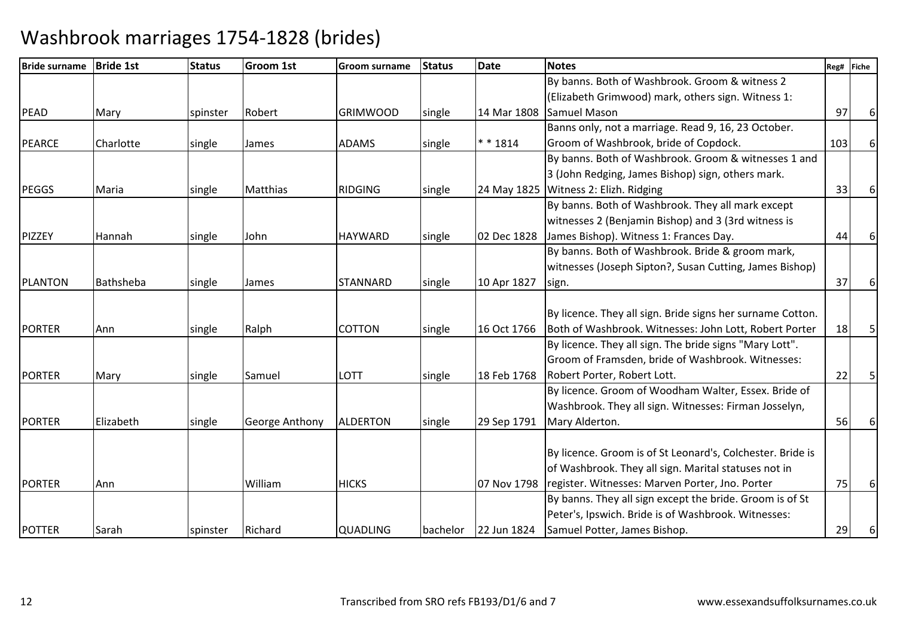# Washbrook marriages 1754-1828 (brides)

| Bride surname | Bride 1st | Status | Groom 1st | Groom surname | Status | Date | Notes | Reg# | Fiche |
|---|---|---|---|---|---|---|---|---|---|
| PEAD | Mary | spinster | Robert | GRIMWOOD | single | 14 Mar 1808 | By banns. Both of Washbrook. Groom & witness 2 (Elizabeth Grimwood) mark, others sign. Witness 1: Samuel Mason | 97 | 6 |
| PEARCE | Charlotte | single | James | ADAMS | single | * * 1814 | Banns only, not a marriage. Read 9, 16, 23 October. Groom of Washbrook, bride of Copdock. | 103 | 6 |
| PEGGS | Maria | single | Matthias | RIDGING | single | 24 May 1825 | By banns. Both of Washbrook. Groom & witnesses 1 and 3 (John Redging, James Bishop) sign, others mark. Witness 2: Elizh. Ridging | 33 | 6 |
| PIZZEY | Hannah | single | John | HAYWARD | single | 02 Dec 1828 | By banns. Both of Washbrook. They all mark except witnesses 2 (Benjamin Bishop) and 3 (3rd witness is James Bishop). Witness 1: Frances Day. | 44 | 6 |
| PLANTON | Bathsheba | single | James | STANNARD | single | 10 Apr 1827 | By banns. Both of Washbrook. Bride & groom mark, witnesses (Joseph Sipton?, Susan Cutting, James Bishop) sign. | 37 | 6 |
| PORTER | Ann | single | Ralph | COTTON | single | 16 Oct 1766 | By licence. They all sign. Bride signs her surname Cotton. Both of Washbrook. Witnesses: John Lott, Robert Porter | 18 | 5 |
| PORTER | Mary | single | Samuel | LOTT | single | 18 Feb 1768 | By licence. They all sign. The bride signs "Mary Lott". Groom of Framsden, bride of Washbrook. Witnesses: Robert Porter, Robert Lott. | 22 | 5 |
| PORTER | Elizabeth | single | George Anthony | ALDERTON | single | 29 Sep 1791 | By licence. Groom of Woodham Walter, Essex. Bride of Washbrook. They all sign. Witnesses: Firman Josselyn, Mary Alderton. | 56 | 6 |
| PORTER | Ann | | William | HICKS | | 07 Nov 1798 | By licence. Groom is of St Leonard's, Colchester. Bride is of Washbrook. They all sign. Marital statuses not in register. Witnesses: Marven Porter, Jno. Porter | 75 | 6 |
| POTTER | Sarah | spinster | Richard | QUADLING | bachelor | 22 Jun 1824 | By banns. They all sign except the bride. Groom is of St Peter's, Ipswich. Bride is of Washbrook. Witnesses: Samuel Potter, James Bishop. | 29 | 6 |

Transcribed from SRO refs FB193/D1/6 and 7

www.essexandsuffolksurnames.co.uk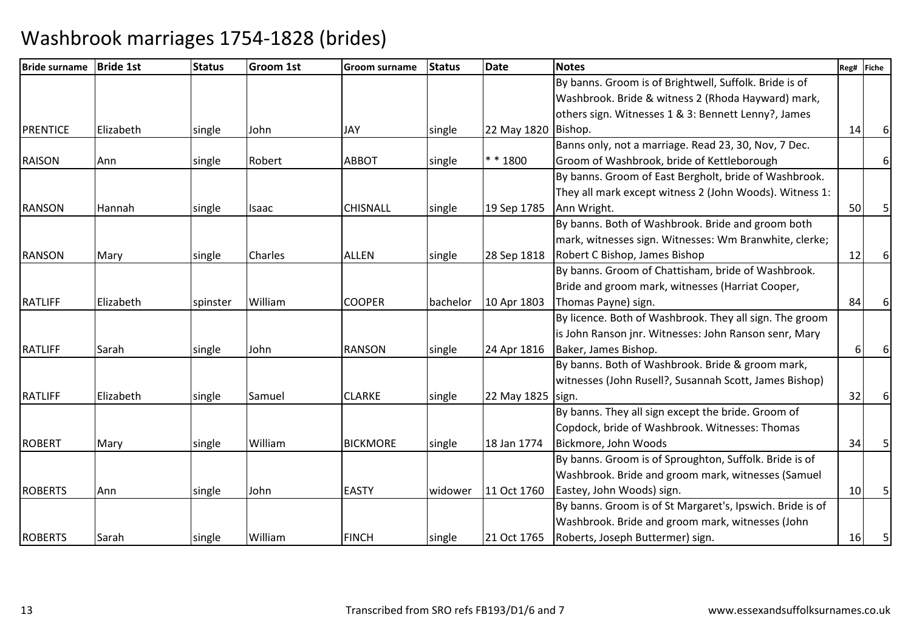# Washbrook marriages 1754-1828 (brides)

| Bride surname | Bride 1st | Status | Groom 1st | Groom surname | Status | Date | Notes | Reg# | Fiche |
|---|---|---|---|---|---|---|---|---|---|
| PRENTICE | Elizabeth | single | John | JAY | single | 22 May 1820 | By banns. Groom is of Brightwell, Suffolk. Bride is of Washbrook. Bride & witness 2 (Rhoda Hayward) mark, others sign. Witnesses 1 & 3: Bennett Lenny?, James Bishop. | 14 | 6 |
| RAISON | Ann | single | Robert | ABBOT | single | * * 1800 | Banns only, not a marriage. Read 23, 30, Nov, 7 Dec. Groom of Washbrook, bride of Kettleborough | | 6 |
| RANSON | Hannah | single | Isaac | CHISNALL | single | 19 Sep 1785 | By banns. Groom of East Bergholt, bride of Washbrook. They all mark except witness 2 (John Woods). Witness 1: Ann Wright. | 50 | 5 |
| RANSON | Mary | single | Charles | ALLEN | single | 28 Sep 1818 | By banns. Both of Washbrook. Bride and groom both mark, witnesses sign. Witnesses: Wm Branwhite, clerke; Robert C Bishop, James Bishop | 12 | 6 |
| RATLIFF | Elizabeth | spinster | William | COOPER | bachelor | 10 Apr 1803 | By banns. Groom of Chattisham, bride of Washbrook. Bride and groom mark, witnesses (Harriat Cooper, Thomas Payne) sign. | 84 | 6 |
| RATLIFF | Sarah | single | John | RANSON | single | 24 Apr 1816 | By licence. Both of Washbrook. They all sign. The groom is John Ranson jnr. Witnesses: John Ranson senr, Mary Baker, James Bishop. | 6 | 6 |
| RATLIFF | Elizabeth | single | Samuel | CLARKE | single | 22 May 1825 | By banns. Both of Washbrook. Bride & groom mark, witnesses (John Rusell?, Susannah Scott, James Bishop) sign. | 32 | 6 |
| ROBERT | Mary | single | William | BICKMORE | single | 18 Jan 1774 | By banns. They all sign except the bride. Groom of Copdock, bride of Washbrook. Witnesses: Thomas Bickmore, John Woods | 34 | 5 |
| ROBERTS | Ann | single | John | EASTY | widower | 11 Oct 1760 | By banns. Groom is of Sproughton, Suffolk. Bride is of Washbrook. Bride and groom mark, witnesses (Samuel Eastey, John Woods) sign. | 10 | 5 |
| ROBERTS | Sarah | single | William | FINCH | single | 21 Oct 1765 | By banns. Groom is of St Margaret's, Ipswich. Bride is of Washbrook. Bride and groom mark, witnesses (John Roberts, Joseph Buttermer) sign. | 16 | 5 |

Transcribed from SRO refs FB193/D1/6 and 7

www.essexandsuffolksurnames.co.uk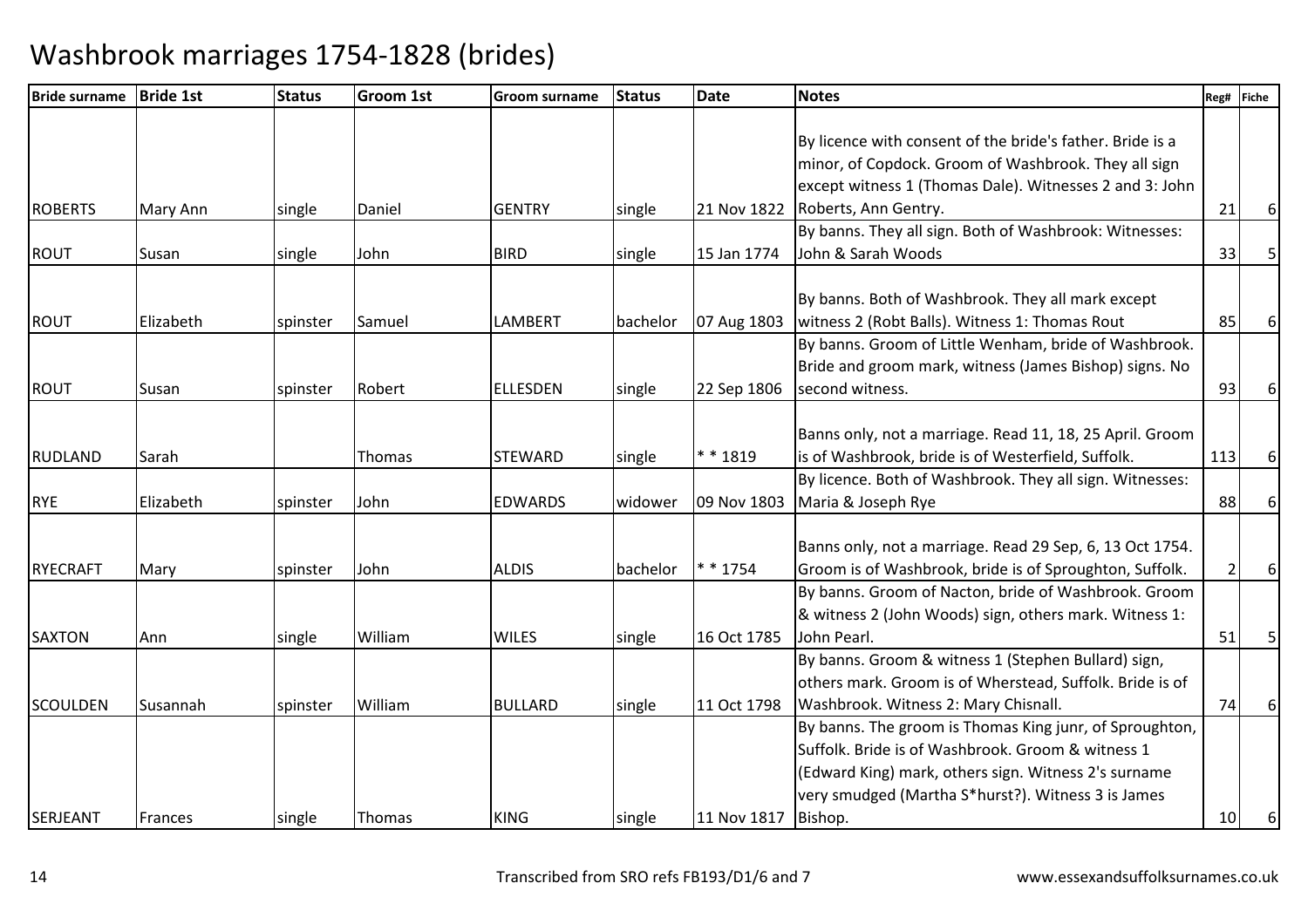# Washbrook marriages 1754-1828 (brides)

| Bride surname | Bride 1st | Status | Groom 1st | Groom surname | Status | Date | Notes | Reg# | Fiche |
|---|---|---|---|---|---|---|---|---|---|
| ROBERTS | Mary Ann | single | Daniel | GENTRY | single | 21 Nov 1822 | By licence with consent of the bride's father. Bride is a minor, of Copdock. Groom of Washbrook. They all sign except witness 1 (Thomas Dale). Witnesses 2 and 3: John Roberts, Ann Gentry. | 21 | 6 |
| ROUT | Susan | single | John | BIRD | single | 15 Jan 1774 | By banns. They all sign. Both of Washbrook: Witnesses: John & Sarah Woods | 33 | 5 |
| ROUT | Elizabeth | spinster | Samuel | LAMBERT | bachelor | 07 Aug 1803 | By banns. Both of Washbrook. They all mark except witness 2 (Robt Balls). Witness 1: Thomas Rout | 85 | 6 |
| ROUT | Susan | spinster | Robert | ELLESDEN | single | 22 Sep 1806 | By banns. Groom of Little Wenham, bride of Washbrook. Bride and groom mark, witness (James Bishop) signs. No second witness. | 93 | 6 |
| RUDLAND | Sarah | | Thomas | STEWARD | single | * * 1819 | Banns only, not a marriage. Read 11, 18, 25 April. Groom is of Washbrook, bride is of Westerfield, Suffolk. | 113 | 6 |
| RYE | Elizabeth | spinster | John | EDWARDS | widower | 09 Nov 1803 | By licence. Both of Washbrook. They all sign. Witnesses: Maria & Joseph Rye | 88 | 6 |
| RYECRAFT | Mary | spinster | John | ALDIS | bachelor | * * 1754 | Banns only, not a marriage. Read 29 Sep, 6, 13 Oct 1754. Groom is of Washbrook, bride is of Sproughton, Suffolk. | 2 | 6 |
| SAXTON | Ann | single | William | WILES | single | 16 Oct 1785 | By banns. Groom of Nacton, bride of Washbrook. Groom & witness 2 (John Woods) sign, others mark. Witness 1: John Pearl. | 51 | 5 |
| SCOULDEN | Susannah | spinster | William | BULLARD | single | 11 Oct 1798 | By banns. Groom & witness 1 (Stephen Bullard) sign, others mark. Groom is of Wherstead, Suffolk. Bride is of Washbrook. Witness 2: Mary Chisnall. | 74 | 6 |
| SERJEANT | Frances | single | Thomas | KING | single | 11 Nov 1817 | By banns. The groom is Thomas King junr, of Sproughton, Suffolk. Bride is of Washbrook. Groom & witness 1 (Edward King) mark, others sign. Witness 2's surname very smudged (Martha S*hurst?). Witness 3 is James Bishop. | 10 | 6 |

Transcribed from SRO refs FB193/D1/6 and 7 www.essexandsuffolksurnames.co.uk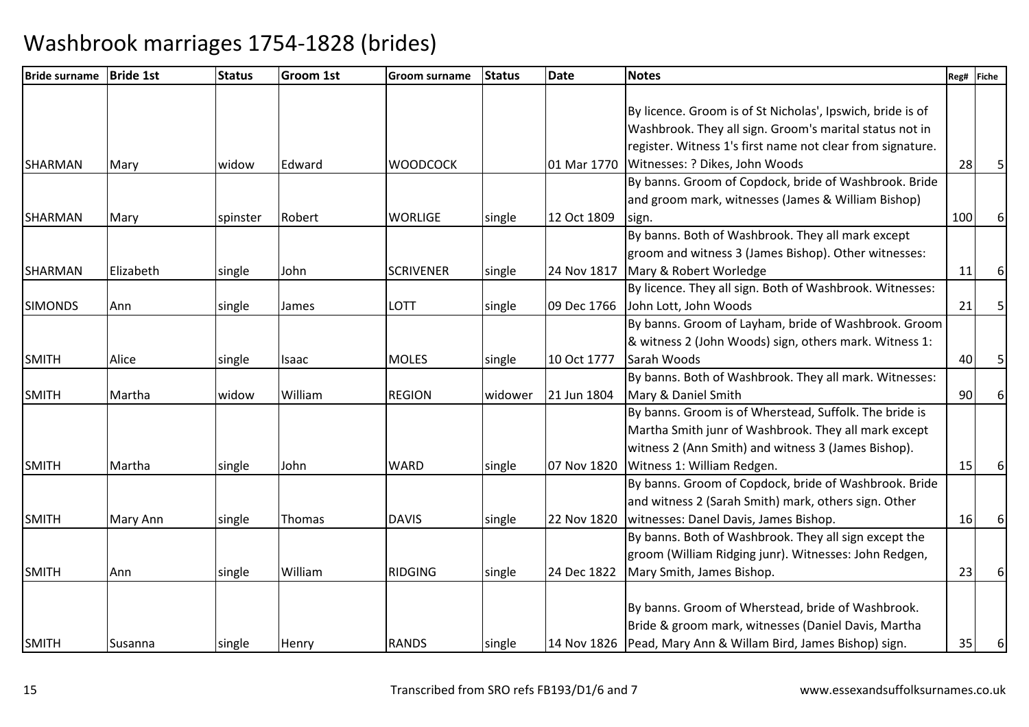# Washbrook marriages 1754-1828 (brides)

| Bride surname | Bride 1st | Status | Groom 1st | Groom surname | Status | Date | Notes | Reg# | Fiche |
|---|---|---|---|---|---|---|---|---|---|
| SHARMAN | Mary | widow | Edward | WOODCOCK | | 01 Mar 1770 | By licence. Groom is of St Nicholas', Ipswich, bride is of Washbrook. They all sign. Groom's marital status not in register. Witness 1's first name not clear from signature. Witnesses: ? Dikes, John Woods | 28 | 5 |
| SHARMAN | Mary | spinster | Robert | WORLIGE | single | 12 Oct 1809 | By banns. Groom of Copdock, bride of Washbrook. Bride and groom mark, witnesses (James & William Bishop) sign. | 100 | 6 |
| SHARMAN | Elizabeth | single | John | SCRIVENER | single | 24 Nov 1817 | By banns. Both of Washbrook. They all mark except groom and witness 3 (James Bishop). Other witnesses: Mary & Robert Worledge | 11 | 6 |
| SIMONDS | Ann | single | James | LOTT | single | 09 Dec 1766 | By licence. They all sign. Both of Washbrook. Witnesses: John Lott, John Woods | 21 | 5 |
| SMITH | Alice | single | Isaac | MOLES | single | 10 Oct 1777 | By banns. Groom of Layham, bride of Washbrook. Groom & witness 2 (John Woods) sign, others mark. Witness 1: Sarah Woods | 40 | 5 |
| SMITH | Martha | widow | William | REGION | widower | 21 Jun 1804 | By banns. Both of Washbrook. They all mark. Witnesses: Mary & Daniel Smith | 90 | 6 |
| SMITH | Martha | single | John | WARD | single | 07 Nov 1820 | By banns. Groom is of Wherstead, Suffolk. The bride is Martha Smith junr of Washbrook. They all mark except witness 2 (Ann Smith) and witness 3 (James Bishop). Witness 1: William Redgen. | 15 | 6 |
| SMITH | Mary Ann | single | Thomas | DAVIS | single | 22 Nov 1820 | By banns. Groom of Copdock, bride of Washbrook. Bride and witness 2 (Sarah Smith) mark, others sign. Other witnesses: Danel Davis, James Bishop. | 16 | 6 |
| SMITH | Ann | single | William | RIDGING | single | 24 Dec 1822 | By banns. Both of Washbrook. They all sign except the groom (William Ridging junr). Witnesses: John Redgen, Mary Smith, James Bishop. | 23 | 6 |
| SMITH | Susanna | single | Henry | RANDS | single | 14 Nov 1826 | By banns. Groom of Wherstead, bride of Washbrook. Bride & groom mark, witnesses (Daniel Davis, Martha Pead, Mary Ann & Willam Bird, James Bishop) sign. | 35 | 6 |

Transcribed from SRO refs FB193/D1/6 and 7 www.essexandsuffolksurnames.co.uk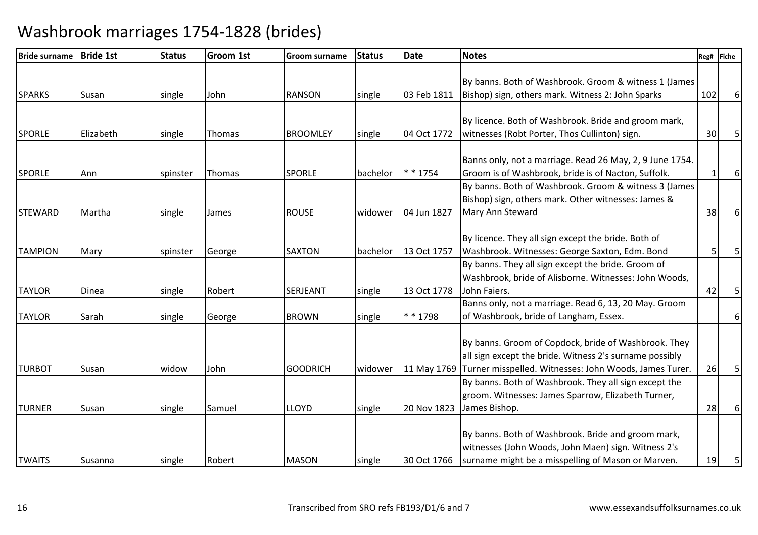# Washbrook marriages 1754-1828 (brides)

| Bride surname | Bride 1st | Status | Groom 1st | Groom surname | Status | Date | Notes | Reg# | Fiche |
|---|---|---|---|---|---|---|---|---|---|
| SPARKS | Susan | single | John | RANSON | single | 03 Feb 1811 | By banns. Both of Washbrook. Groom & witness 1 (James Bishop) sign, others mark. Witness 2: John Sparks | 102 | 6 |
| SPORLE | Elizabeth | single | Thomas | BROOMLEY | single | 04 Oct 1772 | By licence. Both of Washbrook. Bride and groom mark, witnesses (Robt Porter, Thos Cullinton) sign. | 30 | 5 |
| SPORLE | Ann | spinster | Thomas | SPORLE | bachelor | * * 1754 | Banns only, not a marriage. Read 26 May, 2, 9 June 1754. Groom is of Washbrook, bride is of Nacton, Suffolk. | 1 | 6 |
| STEWARD | Martha | single | James | ROUSE | widower | 04 Jun 1827 | By banns. Both of Washbrook. Groom & witness 3 (James Bishop) sign, others mark. Other witnesses: James & Mary Ann Steward | 38 | 6 |
| TAMPION | Mary | spinster | George | SAXTON | bachelor | 13 Oct 1757 | By licence. They all sign except the bride. Both of Washbrook. Witnesses: George Saxton, Edm. Bond | 5 | 5 |
| TAYLOR | Dinea | single | Robert | SERJEANT | single | 13 Oct 1778 | By banns. They all sign except the bride. Groom of Washbrook, bride of Alisborne. Witnesses: John Woods, John Faiers. | 42 | 5 |
| TAYLOR | Sarah | single | George | BROWN | single | * * 1798 | Banns only, not a marriage. Read 6, 13, 20 May. Groom of Washbrook, bride of Langham, Essex. | | 6 |
| TURBOT | Susan | widow | John | GOODRICH | widower | 11 May 1769 | By banns. Groom of Copdock, bride of Washbrook. They all sign except the bride. Witness 2's surname possibly Turner misspelled. Witnesses: John Woods, James Turer. | 26 | 5 |
| TURNER | Susan | single | Samuel | LLOYD | single | 20 Nov 1823 | By banns. Both of Washbrook. They all sign except the groom. Witnesses: James Sparrow, Elizabeth Turner, James Bishop. | 28 | 6 |
| TWAITS | Susanna | single | Robert | MASON | single | 30 Oct 1766 | By banns. Both of Washbrook. Bride and groom mark, witnesses (John Woods, John Maen) sign. Witness 2's surname might be a misspelling of Mason or Marven. | 19 | 5 |

Transcribed from SRO refs FB193/D1/6 and 7

www.essexandsuffolksurnames.co.uk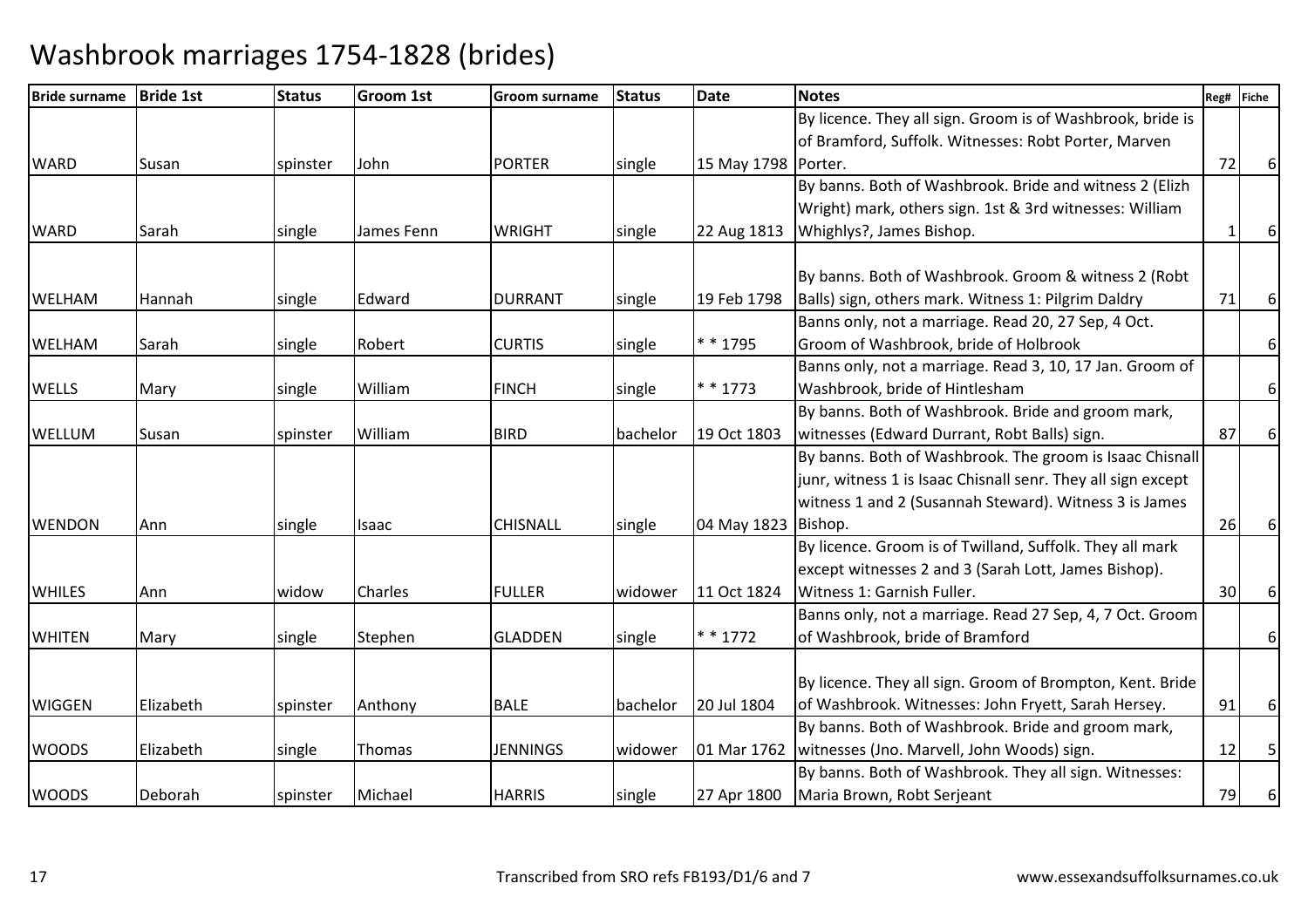# Washbrook marriages 1754-1828 (brides)

| Bride surname | Bride 1st | Status | Groom 1st | Groom surname | Status | Date | Notes | Reg# | Fiche |
|---|---|---|---|---|---|---|---|---|---|
| WARD | Susan | spinster | John | PORTER | single | 15 May 1798 | By licence. They all sign. Groom is of Washbrook, bride is of Bramford, Suffolk. Witnesses: Robt Porter, Marven Porter. | 72 | 6 |
| WARD | Sarah | single | James Fenn | WRIGHT | single | 22 Aug 1813 | By banns. Both of Washbrook. Bride and witness 2 (Elizh Wright) mark, others sign. 1st & 3rd witnesses: William Whighlys?, James Bishop. | 1 | 6 |
| WELHAM | Hannah | single | Edward | DURRANT | single | 19 Feb 1798 | By banns. Both of Washbrook. Groom & witness 2 (Robt Balls) sign, others mark. Witness 1: Pilgrim Daldry | 71 | 6 |
| WELHAM | Sarah | single | Robert | CURTIS | single | * * 1795 | Banns only, not a marriage. Read 20, 27 Sep, 4 Oct. Groom of Washbrook, bride of Holbrook | | 6 |
| WELLS | Mary | single | William | FINCH | single | * * 1773 | Banns only, not a marriage. Read 3, 10, 17 Jan. Groom of Washbrook, bride of Hintlesham | | 6 |
| WELLUM | Susan | spinster | William | BIRD | bachelor | 19 Oct 1803 | By banns. Both of Washbrook. Bride and groom mark, witnesses (Edward Durrant, Robt Balls) sign. | 87 | 6 |
| WENDON | Ann | single | Isaac | CHISNALL | single | 04 May 1823 | By banns. Both of Washbrook. The groom is Isaac Chisnall junr, witness 1 is Isaac Chisnall senr. They all sign except witness 1 and 2 (Susannah Steward). Witness 3 is James Bishop. | 26 | 6 |
| WHILES | Ann | widow | Charles | FULLER | widower | 11 Oct 1824 | By licence. Groom is of Twilland, Suffolk. They all mark except witnesses 2 and 3 (Sarah Lott, James Bishop). Witness 1: Garnish Fuller. | 30 | 6 |
| WHITEN | Mary | single | Stephen | GLADDEN | single | * * 1772 | Banns only, not a marriage. Read 27 Sep, 4, 7 Oct. Groom of Washbrook, bride of Bramford | | 6 |
| WIGGEN | Elizabeth | spinster | Anthony | BALE | bachelor | 20 Jul 1804 | By licence. They all sign. Groom of Brompton, Kent. Bride of Washbrook. Witnesses: John Fryett, Sarah Hersey. | 91 | 6 |
| WOODS | Elizabeth | single | Thomas | JENNINGS | widower | 01 Mar 1762 | By banns. Both of Washbrook. Bride and groom mark, witnesses (Jno. Marvell, John Woods) sign. | 12 | 5 |
| WOODS | Deborah | spinster | Michael | HARRIS | single | 27 Apr 1800 | By banns. Both of Washbrook. They all sign. Witnesses: Maria Brown, Robt Serjeant | 79 | 6 |

Transcribed from SRO refs FB193/D1/6 and 7 www.essexandsuffolksurnames.co.uk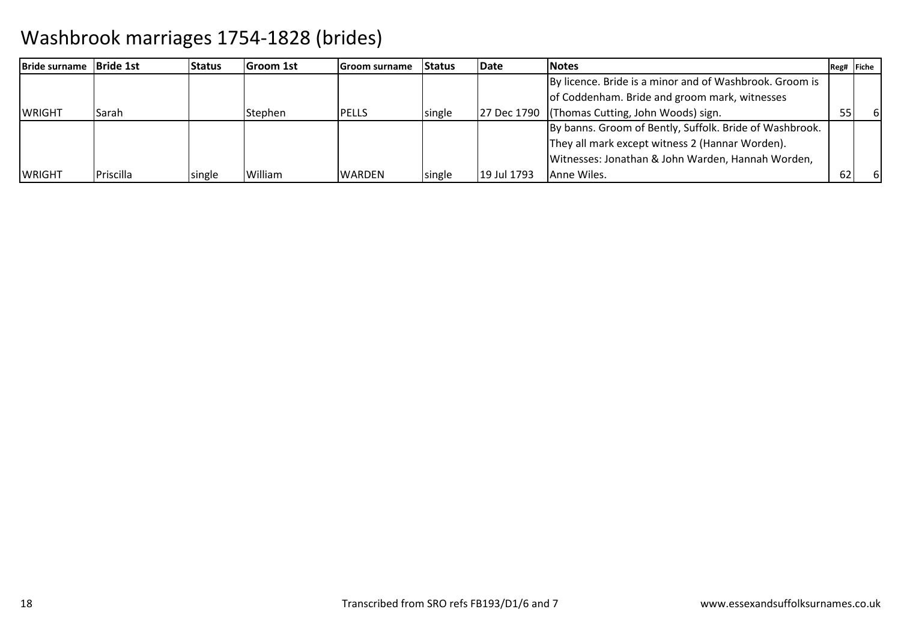# Washbrook marriages 1754-1828 (brides)

| Bride surname | Bride 1st | Status | Groom 1st | Groom surname | Status | Date | Notes | Reg# | Fiche |
|---|---|---|---|---|---|---|---|---|---|
| WRIGHT | Sarah | | Stephen | PELLS | single | 27 Dec 1790 | By licence. Bride is a minor and of Washbrook. Groom is of Coddenham. Bride and groom mark, witnesses (Thomas Cutting, John Woods) sign. | 55 | 6 |
| WRIGHT | Priscilla | single | William | WARDEN | single | 19 Jul 1793 | By banns. Groom of Bently, Suffolk. Bride of Washbrook. They all mark except witness 2 (Hannar Worden). Witnesses: Jonathan & John Warden, Hannah Worden, Anne Wiles. | 62 | 6 |

Transcribed from SRO refs FB193/D1/6 and 7

www.essexandsuffolksurnames.co.uk